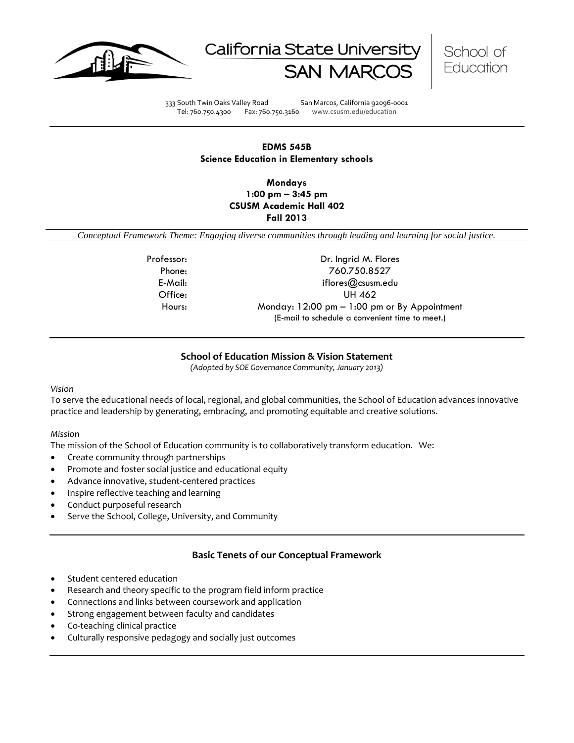California State University SAN MARCOS | School of Education

333 South Twin Oaks Valley Road San Marcos, California 92096-0001
Tel: 760.750.4300 Fax: 760.750.3160 www.csusm.edu/education

---

# EDMS 545B
## Science Education in Elementary schools

**Mondays**
**1:00 pm – 3:45 pm**
**CSUSM Academic Hall 402**
**Fall 2013**

*Conceptual Framework Theme: Engaging diverse communities through leading and learning for social justice.*

Professor: Dr. Ingrid M. Flores
Phone: 760.750.8527
E-Mail: iflores@csusm.edu
Office: UH 462
Hours: Monday: 12:00 pm – 1:00 pm or By Appointment
(E-mail to schedule a convenient time to meet.)

---

## School of Education Mission & Vision Statement

*(Adopted by SOE Governance Community, January 2013)*

*Vision*

To serve the educational needs of local, regional, and global communities, the School of Education advances innovative practice and leadership by generating, embracing, and promoting equitable and creative solutions.

*Mission*

The mission of the School of Education community is to collaboratively transform education. We:

- Create community through partnerships
- Promote and foster social justice and educational equity
- Advance innovative, student-centered practices
- Inspire reflective teaching and learning
- Conduct purposeful research
- Serve the School, College, University, and Community

---

## Basic Tenets of our Conceptual Framework

- Student centered education
- Research and theory specific to the program field inform practice
- Connections and links between coursework and application
- Strong engagement between faculty and candidates
- Co-teaching clinical practice
- Culturally responsive pedagogy and socially just outcomes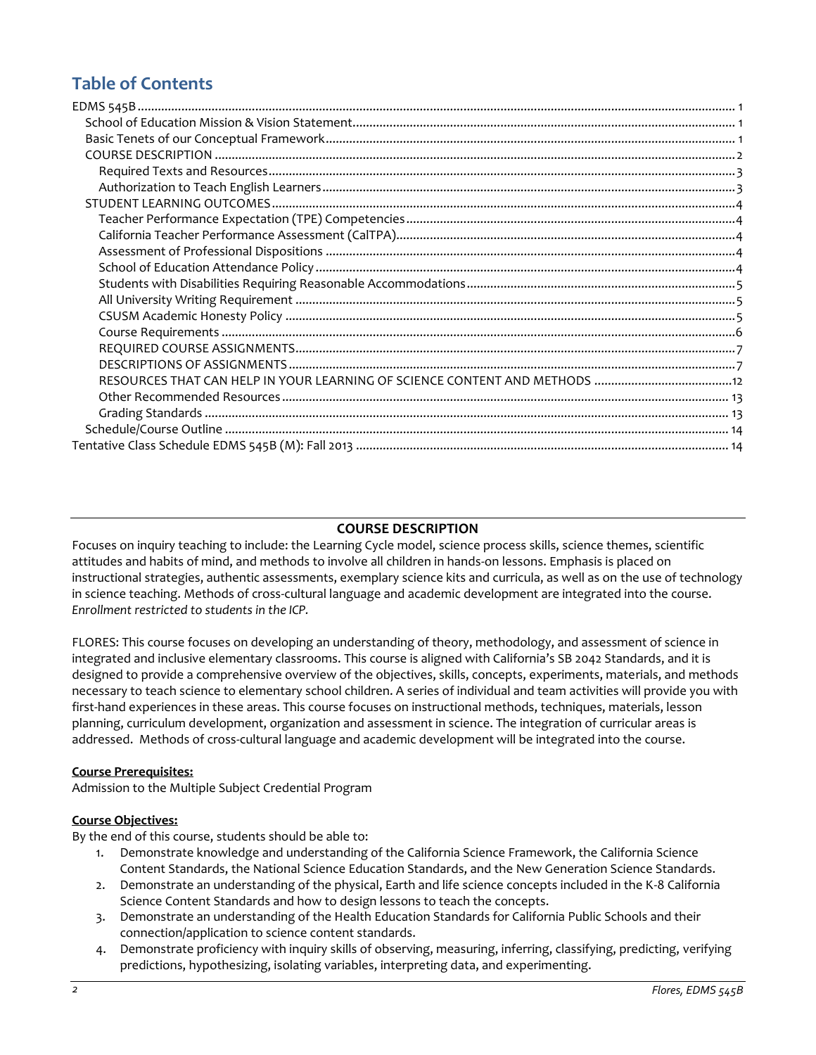# Table of Contents

EDMS 545B ..... 1
- School of Education Mission & Vision Statement ..... 1
- Basic Tenets of our Conceptual Framework ..... 1
- COURSE DESCRIPTION ..... 2
  - Required Texts and Resources ..... 3
  - Authorization to Teach English Learners ..... 3
- STUDENT LEARNING OUTCOMES ..... 4
  - Teacher Performance Expectation (TPE) Competencies ..... 4
  - California Teacher Performance Assessment (CalTPA) ..... 4
  - Assessment of Professional Dispositions ..... 4
  - School of Education Attendance Policy ..... 4
  - Students with Disabilities Requiring Reasonable Accommodations ..... 5
  - All University Writing Requirement ..... 5
  - CSUSM Academic Honesty Policy ..... 5
  - Course Requirements ..... 6
  - REQUIRED COURSE ASSIGNMENTS ..... 7
  - DESCRIPTIONS OF ASSIGNMENTS ..... 7
  - RESOURCES THAT CAN HELP IN YOUR LEARNING OF SCIENCE CONTENT AND METHODS ..... 12
  - Other Recommended Resources ..... 13
  - Grading Standards ..... 13
- Schedule/Course Outline ..... 14

Tentative Class Schedule EDMS 545B (M): Fall 2013 ..... 14

## COURSE DESCRIPTION

Focuses on inquiry teaching to include: the Learning Cycle model, science process skills, science themes, scientific attitudes and habits of mind, and methods to involve all children in hands-on lessons. Emphasis is placed on instructional strategies, authentic assessments, exemplary science kits and curricula, as well as on the use of technology in science teaching. Methods of cross-cultural language and academic development are integrated into the course. *Enrollment restricted to students in the ICP.*

FLORES: This course focuses on developing an understanding of theory, methodology, and assessment of science in integrated and inclusive elementary classrooms. This course is aligned with California's SB 2042 Standards, and it is designed to provide a comprehensive overview of the objectives, skills, concepts, experiments, materials, and methods necessary to teach science to elementary school children. A series of individual and team activities will provide you with first-hand experiences in these areas. This course focuses on instructional methods, techniques, materials, lesson planning, curriculum development, organization and assessment in science. The integration of curricular areas is addressed. Methods of cross-cultural language and academic development will be integrated into the course.

**Course Prerequisites:**
Admission to the Multiple Subject Credential Program

**Course Objectives:**
By the end of this course, students should be able to:

1. Demonstrate knowledge and understanding of the California Science Framework, the California Science Content Standards, the National Science Education Standards, and the New Generation Science Standards.
2. Demonstrate an understanding of the physical, Earth and life science concepts included in the K-8 California Science Content Standards and how to design lessons to teach the concepts.
3. Demonstrate an understanding of the Health Education Standards for California Public Schools and their connection/application to science content standards.
4. Demonstrate proficiency with inquiry skills of observing, measuring, inferring, classifying, predicting, verifying predictions, hypothesizing, isolating variables, interpreting data, and experimenting.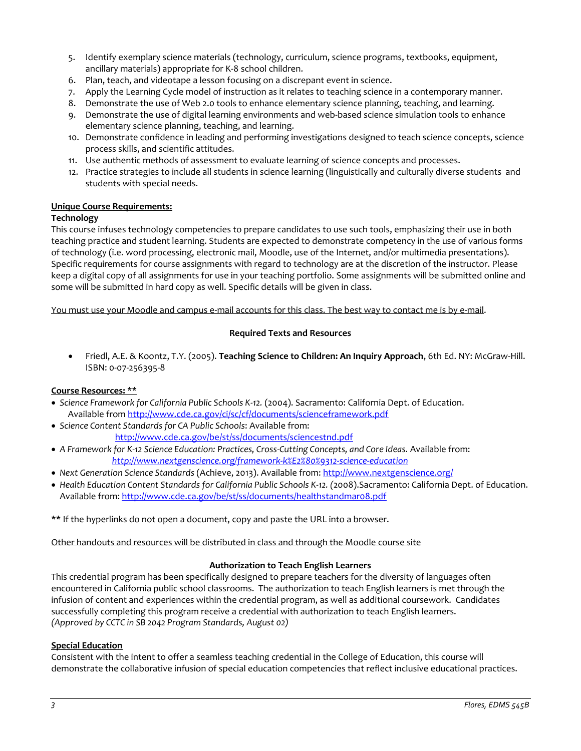5. Identify exemplary science materials (technology, curriculum, science programs, textbooks, equipment, ancillary materials) appropriate for K-8 school children.
6. Plan, teach, and videotape a lesson focusing on a discrepant event in science.
7. Apply the Learning Cycle model of instruction as it relates to teaching science in a contemporary manner.
8. Demonstrate the use of Web 2.0 tools to enhance elementary science planning, teaching, and learning.
9. Demonstrate the use of digital learning environments and web-based science simulation tools to enhance elementary science planning, teaching, and learning.
10. Demonstrate confidence in leading and performing investigations designed to teach science concepts, science process skills, and scientific attitudes.
11. Use authentic methods of assessment to evaluate learning of science concepts and processes.
12. Practice strategies to include all students in science learning (linguistically and culturally diverse students and students with special needs.

**Unique Course Requirements:**

**Technology**

This course infuses technology competencies to prepare candidates to use such tools, emphasizing their use in both teaching practice and student learning. Students are expected to demonstrate competency in the use of various forms of technology (i.e. word processing, electronic mail, Moodle, use of the Internet, and/or multimedia presentations). Specific requirements for course assignments with regard to technology are at the discretion of the instructor. Please keep a digital copy of all assignments for use in your teaching portfolio. Some assignments will be submitted online and some will be submitted in hard copy as well. Specific details will be given in class.

You must use your Moodle and campus e-mail accounts for this class. The best way to contact me is by e-mail.

**Required Texts and Resources**

- Friedl, A.E. & Koontz, T.Y. (2005). **Teaching Science to Children: An Inquiry Approach**, 6th Ed. NY: McGraw-Hill. ISBN: 0-07-256395-8

**Course Resources: ****

- *Science Framework for California Public Schools K-12.* (2004). Sacramento: California Dept. of Education. Available from http://www.cde.ca.gov/ci/sc/cf/documents/scienceframework.pdf
- *Science Content Standards for CA Public Schools*: Available from: http://www.cde.ca.gov/be/st/ss/documents/sciencestnd.pdf
- *A Framework for K-12 Science Education: Practices, Cross-Cutting Concepts, and Core Ideas.* Available from: http://www.nextgenscience.org/framework-k%E2%80%9312-science-education
- *Next Generation Science Standards* (Achieve, 2013). Available from: http://www.nextgenscience.org/
- *Health Education Content Standards for California Public Schools K-12.* (2008).Sacramento: California Dept. of Education. Available from: http://www.cde.ca.gov/be/st/ss/documents/healthstandmar08.pdf

** If the hyperlinks do not open a document, copy and paste the URL into a browser.

Other handouts and resources will be distributed in class and through the Moodle course site

**Authorization to Teach English Learners**

This credential program has been specifically designed to prepare teachers for the diversity of languages often encountered in California public school classrooms. The authorization to teach English learners is met through the infusion of content and experiences within the credential program, as well as additional coursework. Candidates successfully completing this program receive a credential with authorization to teach English learners. *(Approved by CCTC in SB 2042 Program Standards, August 02)*

**Special Education**

Consistent with the intent to offer a seamless teaching credential in the College of Education, this course will demonstrate the collaborative infusion of special education competencies that reflect inclusive educational practices.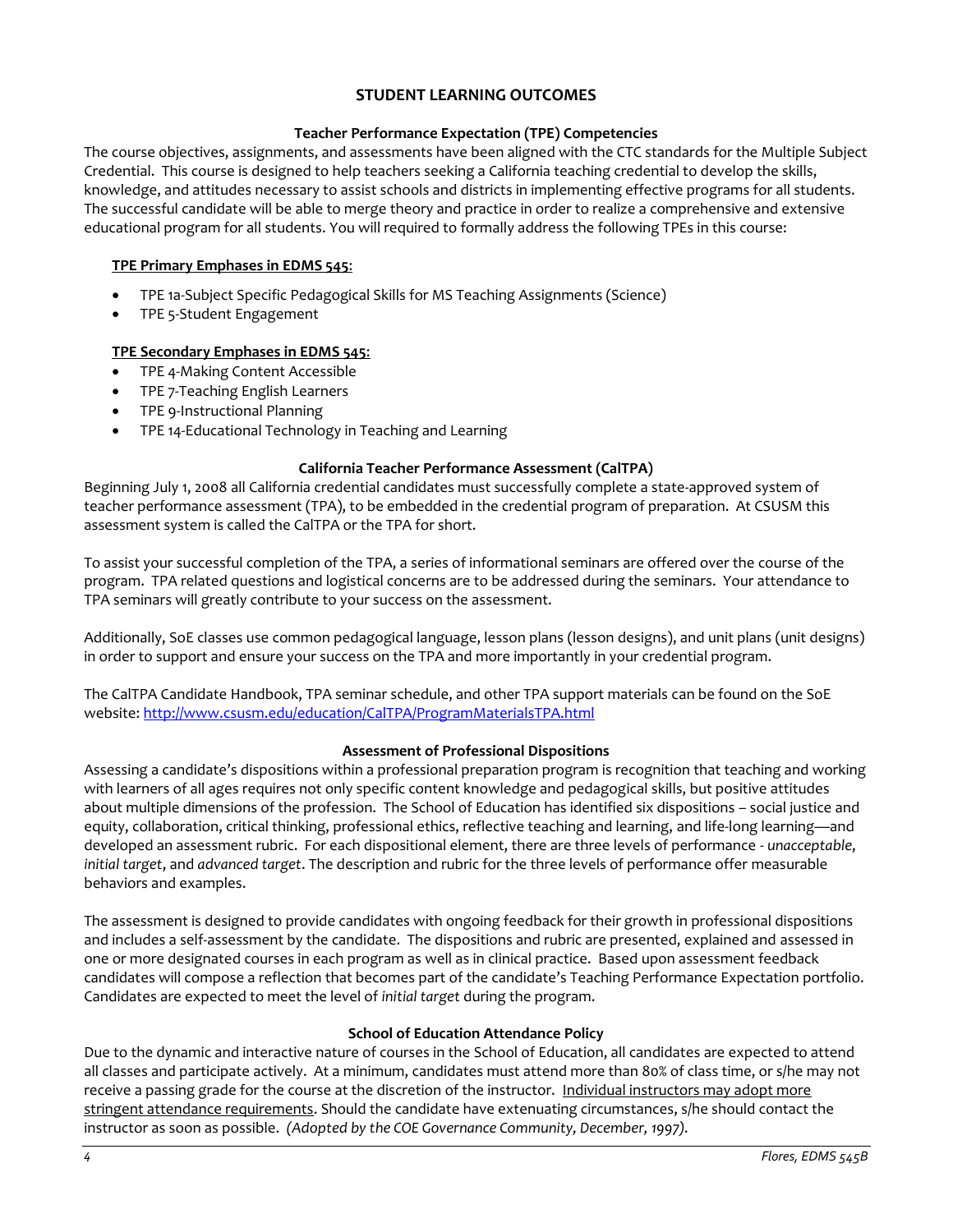## STUDENT LEARNING OUTCOMES

### Teacher Performance Expectation (TPE) Competencies

The course objectives, assignments, and assessments have been aligned with the CTC standards for the Multiple Subject Credential. This course is designed to help teachers seeking a California teaching credential to develop the skills, knowledge, and attitudes necessary to assist schools and districts in implementing effective programs for all students. The successful candidate will be able to merge theory and practice in order to realize a comprehensive and extensive educational program for all students. You will required to formally address the following TPEs in this course:

**TPE Primary Emphases in EDMS 545:**

- TPE 1a-Subject Specific Pedagogical Skills for MS Teaching Assignments (Science)
- TPE 5-Student Engagement

**TPE Secondary Emphases in EDMS 545:**

- TPE 4-Making Content Accessible
- TPE 7-Teaching English Learners
- TPE 9-Instructional Planning
- TPE 14-Educational Technology in Teaching and Learning

### California Teacher Performance Assessment (CalTPA)

Beginning July 1, 2008 all California credential candidates must successfully complete a state-approved system of teacher performance assessment (TPA), to be embedded in the credential program of preparation. At CSUSM this assessment system is called the CalTPA or the TPA for short.

To assist your successful completion of the TPA, a series of informational seminars are offered over the course of the program. TPA related questions and logistical concerns are to be addressed during the seminars. Your attendance to TPA seminars will greatly contribute to your success on the assessment.

Additionally, SoE classes use common pedagogical language, lesson plans (lesson designs), and unit plans (unit designs) in order to support and ensure your success on the TPA and more importantly in your credential program.

The CalTPA Candidate Handbook, TPA seminar schedule, and other TPA support materials can be found on the SoE website: http://www.csusm.edu/education/CalTPA/ProgramMaterialsTPA.html

### Assessment of Professional Dispositions

Assessing a candidate's dispositions within a professional preparation program is recognition that teaching and working with learners of all ages requires not only specific content knowledge and pedagogical skills, but positive attitudes about multiple dimensions of the profession. The School of Education has identified six dispositions – social justice and equity, collaboration, critical thinking, professional ethics, reflective teaching and learning, and life-long learning—and developed an assessment rubric. For each dispositional element, there are three levels of performance - *unacceptable*, *initial target*, and *advanced target*. The description and rubric for the three levels of performance offer measurable behaviors and examples.

The assessment is designed to provide candidates with ongoing feedback for their growth in professional dispositions and includes a self-assessment by the candidate. The dispositions and rubric are presented, explained and assessed in one or more designated courses in each program as well as in clinical practice. Based upon assessment feedback candidates will compose a reflection that becomes part of the candidate's Teaching Performance Expectation portfolio. Candidates are expected to meet the level of *initial target* during the program.

### School of Education Attendance Policy

Due to the dynamic and interactive nature of courses in the School of Education, all candidates are expected to attend all classes and participate actively. At a minimum, candidates must attend more than 80% of class time, or s/he may not receive a passing grade for the course at the discretion of the instructor. Individual instructors may adopt more stringent attendance requirements. Should the candidate have extenuating circumstances, s/he should contact the instructor as soon as possible. *(Adopted by the COE Governance Community, December, 1997).*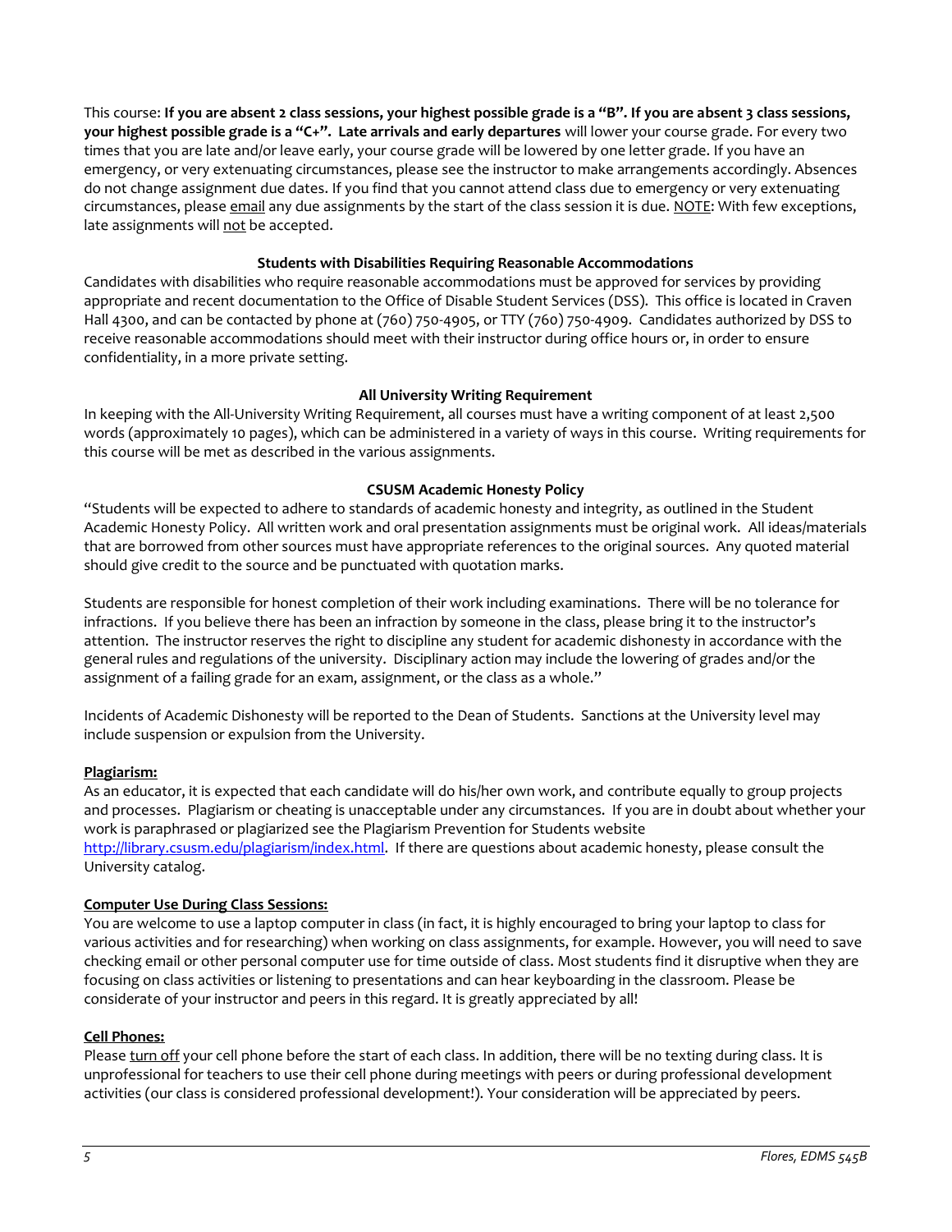This course: **If you are absent 2 class sessions, your highest possible grade is a "B". If you are absent 3 class sessions, your highest possible grade is a "C+". Late arrivals and early departures** will lower your course grade. For every two times that you are late and/or leave early, your course grade will be lowered by one letter grade. If you have an emergency, or very extenuating circumstances, please see the instructor to make arrangements accordingly. Absences do not change assignment due dates. If you find that you cannot attend class due to emergency or very extenuating circumstances, please <u>email</u> any due assignments by the start of the class session it is due. <u>NOTE</u>: With few exceptions, late assignments will <u>not</u> be accepted.

### Students with Disabilities Requiring Reasonable Accommodations

Candidates with disabilities who require reasonable accommodations must be approved for services by providing appropriate and recent documentation to the Office of Disable Student Services (DSS). This office is located in Craven Hall 4300, and can be contacted by phone at (760) 750-4905, or TTY (760) 750-4909. Candidates authorized by DSS to receive reasonable accommodations should meet with their instructor during office hours or, in order to ensure confidentiality, in a more private setting.

### All University Writing Requirement

In keeping with the All-University Writing Requirement, all courses must have a writing component of at least 2,500 words (approximately 10 pages), which can be administered in a variety of ways in this course. Writing requirements for this course will be met as described in the various assignments.

### CSUSM Academic Honesty Policy

"Students will be expected to adhere to standards of academic honesty and integrity, as outlined in the Student Academic Honesty Policy. All written work and oral presentation assignments must be original work. All ideas/materials that are borrowed from other sources must have appropriate references to the original sources. Any quoted material should give credit to the source and be punctuated with quotation marks.

Students are responsible for honest completion of their work including examinations. There will be no tolerance for infractions. If you believe there has been an infraction by someone in the class, please bring it to the instructor's attention. The instructor reserves the right to discipline any student for academic dishonesty in accordance with the general rules and regulations of the university. Disciplinary action may include the lowering of grades and/or the assignment of a failing grade for an exam, assignment, or the class as a whole."

Incidents of Academic Dishonesty will be reported to the Dean of Students. Sanctions at the University level may include suspension or expulsion from the University.

#### <u>Plagiarism:</u>

As an educator, it is expected that each candidate will do his/her own work, and contribute equally to group projects and processes. Plagiarism or cheating is unacceptable under any circumstances. If you are in doubt about whether your work is paraphrased or plagiarized see the Plagiarism Prevention for Students website http://library.csusm.edu/plagiarism/index.html. If there are questions about academic honesty, please consult the University catalog.

#### <u>Computer Use During Class Sessions:</u>

You are welcome to use a laptop computer in class (in fact, it is highly encouraged to bring your laptop to class for various activities and for researching) when working on class assignments, for example. However, you will need to save checking email or other personal computer use for time outside of class. Most students find it disruptive when they are focusing on class activities or listening to presentations and can hear keyboarding in the classroom. Please be considerate of your instructor and peers in this regard. It is greatly appreciated by all!

#### <u>Cell Phones:</u>

Please <u>turn off</u> your cell phone before the start of each class. In addition, there will be no texting during class. It is unprofessional for teachers to use their cell phone during meetings with peers or during professional development activities (our class is considered professional development!). Your consideration will be appreciated by peers.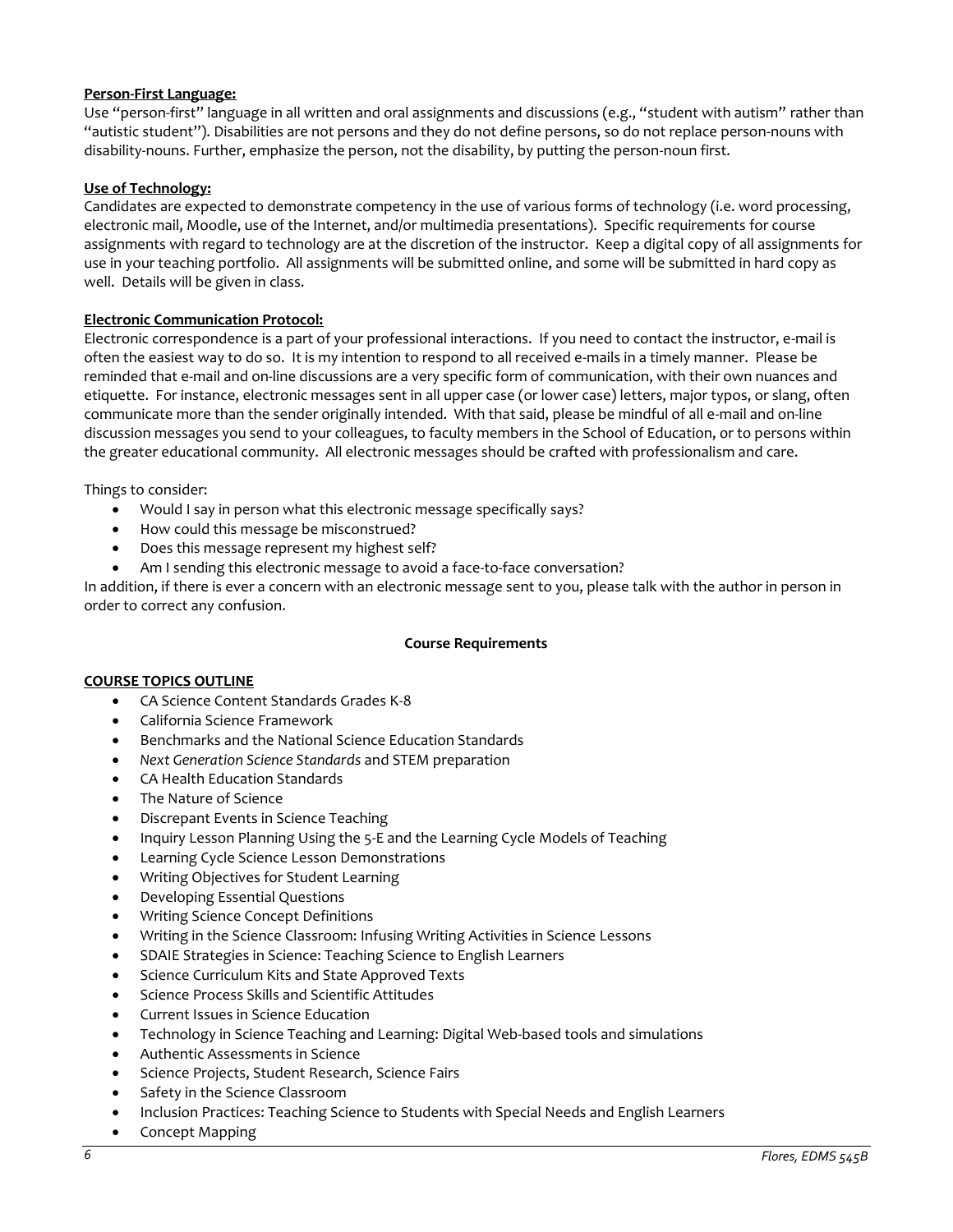**Person-First Language:**

Use "person-first" language in all written and oral assignments and discussions (e.g., "student with autism" rather than "autistic student"). Disabilities are not persons and they do not define persons, so do not replace person-nouns with disability-nouns. Further, emphasize the person, not the disability, by putting the person-noun first.

**Use of Technology:**

Candidates are expected to demonstrate competency in the use of various forms of technology (i.e. word processing, electronic mail, Moodle, use of the Internet, and/or multimedia presentations). Specific requirements for course assignments with regard to technology are at the discretion of the instructor. Keep a digital copy of all assignments for use in your teaching portfolio. All assignments will be submitted online, and some will be submitted in hard copy as well. Details will be given in class.

**Electronic Communication Protocol:**

Electronic correspondence is a part of your professional interactions. If you need to contact the instructor, e-mail is often the easiest way to do so. It is my intention to respond to all received e-mails in a timely manner. Please be reminded that e-mail and on-line discussions are a very specific form of communication, with their own nuances and etiquette. For instance, electronic messages sent in all upper case (or lower case) letters, major typos, or slang, often communicate more than the sender originally intended. With that said, please be mindful of all e-mail and on-line discussion messages you send to your colleagues, to faculty members in the School of Education, or to persons within the greater educational community. All electronic messages should be crafted with professionalism and care.

Things to consider:

- Would I say in person what this electronic message specifically says?
- How could this message be misconstrued?
- Does this message represent my highest self?
- Am I sending this electronic message to avoid a face-to-face conversation?

In addition, if there is ever a concern with an electronic message sent to you, please talk with the author in person in order to correct any confusion.

## Course Requirements

**COURSE TOPICS OUTLINE**

- CA Science Content Standards Grades K-8
- California Science Framework
- Benchmarks and the National Science Education Standards
- *Next Generation Science Standards* and STEM preparation
- CA Health Education Standards
- The Nature of Science
- Discrepant Events in Science Teaching
- Inquiry Lesson Planning Using the 5-E and the Learning Cycle Models of Teaching
- Learning Cycle Science Lesson Demonstrations
- Writing Objectives for Student Learning
- Developing Essential Questions
- Writing Science Concept Definitions
- Writing in the Science Classroom: Infusing Writing Activities in Science Lessons
- SDAIE Strategies in Science: Teaching Science to English Learners
- Science Curriculum Kits and State Approved Texts
- Science Process Skills and Scientific Attitudes
- Current Issues in Science Education
- Technology in Science Teaching and Learning: Digital Web-based tools and simulations
- Authentic Assessments in Science
- Science Projects, Student Research, Science Fairs
- Safety in the Science Classroom
- Inclusion Practices: Teaching Science to Students with Special Needs and English Learners
- Concept Mapping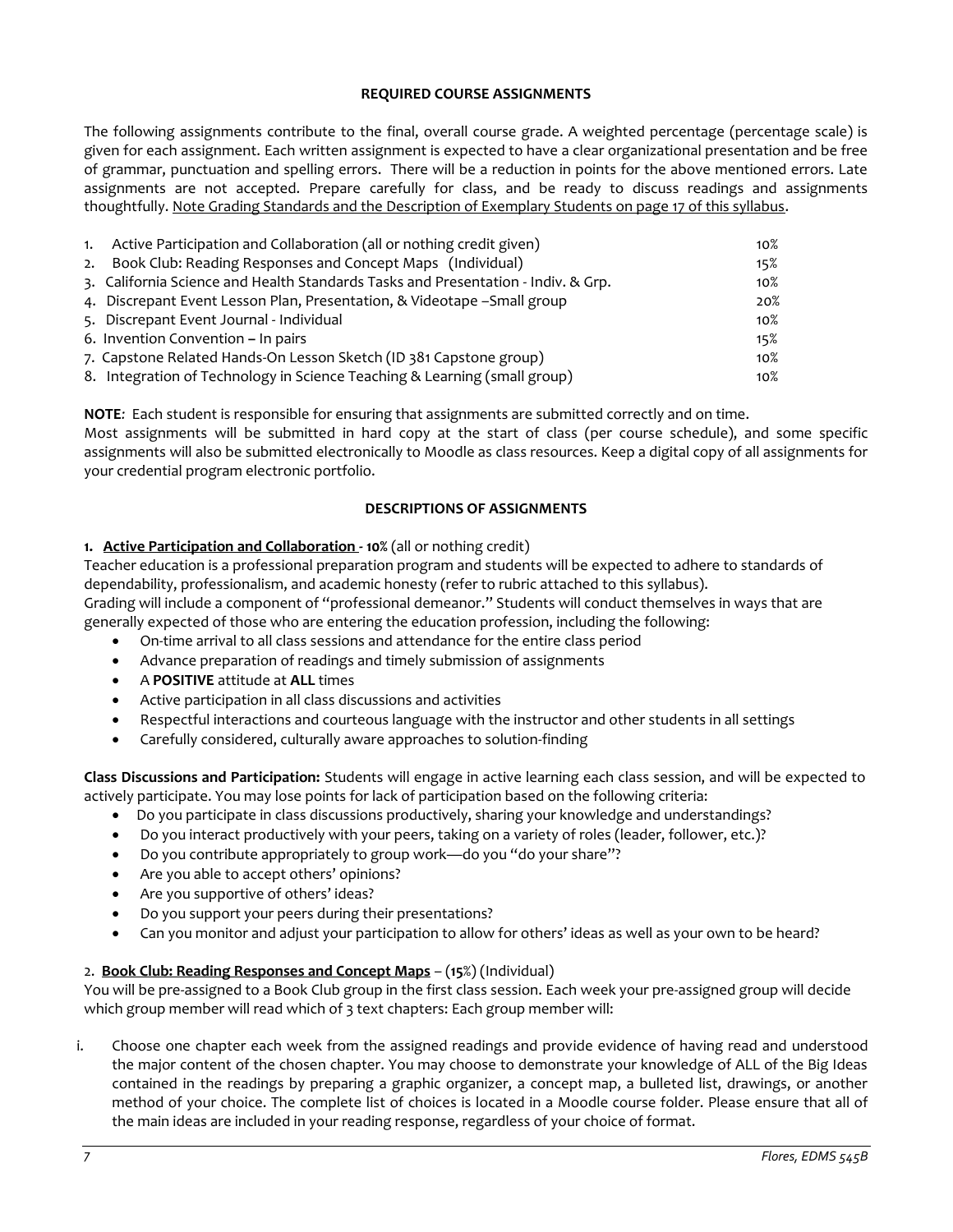**REQUIRED COURSE ASSIGNMENTS**

The following assignments contribute to the final, overall course grade. A weighted percentage (percentage scale) is given for each assignment. Each written assignment is expected to have a clear organizational presentation and be free of grammar, punctuation and spelling errors. There will be a reduction in points for the above mentioned errors. Late assignments are not accepted. Prepare carefully for class, and be ready to discuss readings and assignments thoughtfully. Note Grading Standards and the Description of Exemplary Students on page 17 of this syllabus.

| Assignment | Weight |
| --- | --- |
| 1. Active Participation and Collaboration (all or nothing credit given) | 10% |
| 2. Book Club: Reading Responses and Concept Maps (Individual) | 15% |
| 3. California Science and Health Standards Tasks and Presentation - Indiv. & Grp. | 10% |
| 4. Discrepant Event Lesson Plan, Presentation, & Videotape –Small group | 20% |
| 5. Discrepant Event Journal - Individual | 10% |
| 6. Invention Convention – In pairs | 15% |
| 7. Capstone Related Hands-On Lesson Sketch (ID 381 Capstone group) | 10% |
| 8. Integration of Technology in Science Teaching & Learning (small group) | 10% |

**NOTE***:* Each student is responsible for ensuring that assignments are submitted correctly and on time.
Most assignments will be submitted in hard copy at the start of class (per course schedule), and some specific assignments will also be submitted electronically to Moodle as class resources. Keep a digital copy of all assignments for your credential program electronic portfolio.

**DESCRIPTIONS OF ASSIGNMENTS**

**1. Active Participation and Collaboration - 10%** (all or nothing credit)
Teacher education is a professional preparation program and students will be expected to adhere to standards of dependability, professionalism, and academic honesty (refer to rubric attached to this syllabus).
Grading will include a component of "professional demeanor." Students will conduct themselves in ways that are generally expected of those who are entering the education profession, including the following:

- On-time arrival to all class sessions and attendance for the entire class period
- Advance preparation of readings and timely submission of assignments
- A **POSITIVE** attitude at **ALL** times
- Active participation in all class discussions and activities
- Respectful interactions and courteous language with the instructor and other students in all settings
- Carefully considered, culturally aware approaches to solution-finding

**Class Discussions and Participation:** Students will engage in active learning each class session, and will be expected to actively participate. You may lose points for lack of participation based on the following criteria:

- Do you participate in class discussions productively, sharing your knowledge and understandings?
- Do you interact productively with your peers, taking on a variety of roles (leader, follower, etc.)?
- Do you contribute appropriately to group work—do you "do your share"?
- Are you able to accept others' opinions?
- Are you supportive of others' ideas?
- Do you support your peers during their presentations?
- Can you monitor and adjust your participation to allow for others' ideas as well as your own to be heard?

2. **Book Club: Reading Responses and Concept Maps** – (**15**%) (Individual)
You will be pre-assigned to a Book Club group in the first class session. Each week your pre-assigned group will decide which group member will read which of 3 text chapters: Each group member will:

i. Choose one chapter each week from the assigned readings and provide evidence of having read and understood the major content of the chosen chapter. You may choose to demonstrate your knowledge of ALL of the Big Ideas contained in the readings by preparing a graphic organizer, a concept map, a bulleted list, drawings, or another method of your choice. The complete list of choices is located in a Moodle course folder. Please ensure that all of the main ideas are included in your reading response, regardless of your choice of format.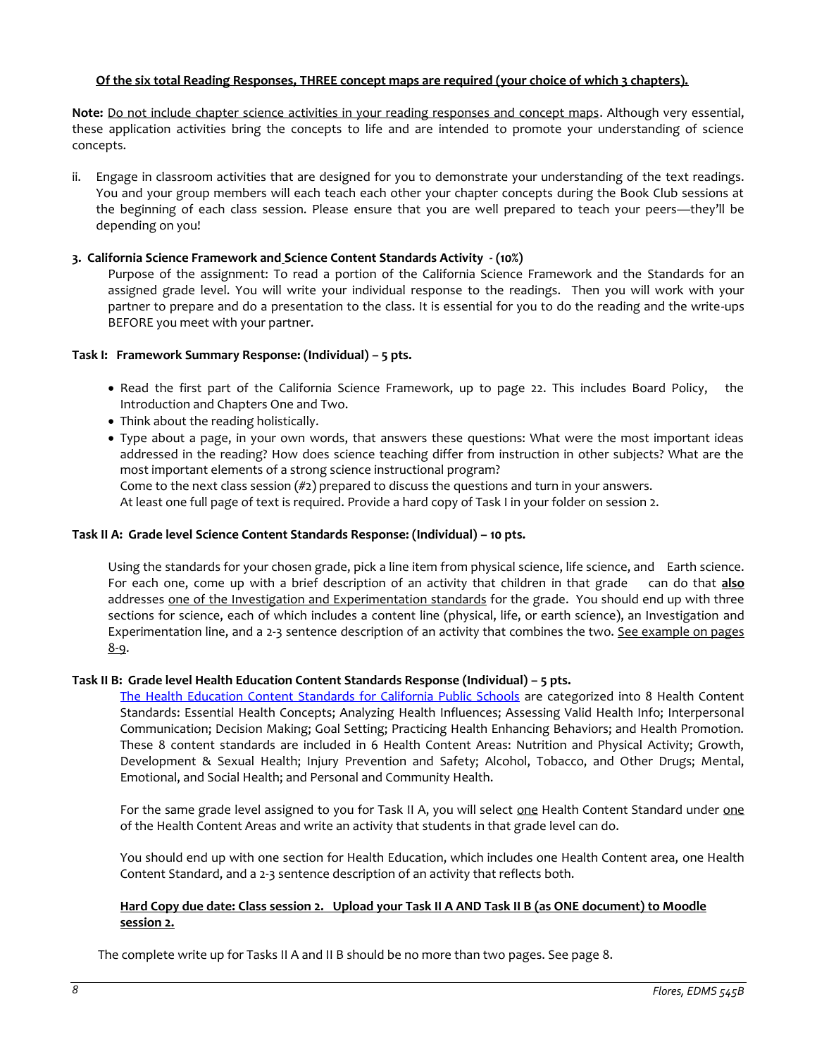**<u>Of the six total Reading Responses, THREE concept maps are required (your choice of which 3 chapters).</u>**

**Note:** <u>Do not include chapter science activities in your reading responses and concept maps</u>. Although very essential, these application activities bring the concepts to life and are intended to promote your understanding of science concepts.

ii. Engage in classroom activities that are designed for you to demonstrate your understanding of the text readings. You and your group members will each teach each other your chapter concepts during the Book Club sessions at the beginning of each class session. Please ensure that you are well prepared to teach your peers—they'll be depending on you!

**3. California Science Framework and Science Content Standards Activity - (10%)**

Purpose of the assignment: To read a portion of the California Science Framework and the Standards for an assigned grade level. You will write your individual response to the readings. Then you will work with your partner to prepare and do a presentation to the class. It is essential for you to do the reading and the write-ups BEFORE you meet with your partner.

**Task I: Framework Summary Response: (Individual) – 5 pts.**

- Read the first part of the California Science Framework, up to page 22. This includes Board Policy, the Introduction and Chapters One and Two.
- Think about the reading holistically.
- Type about a page, in your own words, that answers these questions: What were the most important ideas addressed in the reading? How does science teaching differ from instruction in other subjects? What are the most important elements of a strong science instructional program?
  Come to the next class session (#2) prepared to discuss the questions and turn in your answers.
  At least one full page of text is required. Provide a hard copy of Task I in your folder on session 2.

**Task II A: Grade level Science Content Standards Response: (Individual) – 10 pts.**

Using the standards for your chosen grade, pick a line item from physical science, life science, and Earth science. For each one, come up with a brief description of an activity that children in that grade can do that **<u>also</u>** addresses <u>one of the Investigation and Experimentation standards</u> for the grade. You should end up with three sections for science, each of which includes a content line (physical, life, or earth science), an Investigation and Experimentation line, and a 2-3 sentence description of an activity that combines the two. <u>See example on pages 8-9</u>.

**Task II B: Grade level Health Education Content Standards Response (Individual) – 5 pts.**

The Health Education Content Standards for California Public Schools are categorized into 8 Health Content Standards: Essential Health Concepts; Analyzing Health Influences; Assessing Valid Health Info; Interpersonal Communication; Decision Making; Goal Setting; Practicing Health Enhancing Behaviors; and Health Promotion. These 8 content standards are included in 6 Health Content Areas: Nutrition and Physical Activity; Growth, Development & Sexual Health; Injury Prevention and Safety; Alcohol, Tobacco, and Other Drugs; Mental, Emotional, and Social Health; and Personal and Community Health.

For the same grade level assigned to you for Task II A, you will select <u>one</u> Health Content Standard under <u>one</u> of the Health Content Areas and write an activity that students in that grade level can do.

You should end up with one section for Health Education, which includes one Health Content area, one Health Content Standard, and a 2-3 sentence description of an activity that reflects both.

**<u>Hard Copy due date: Class session 2. Upload your Task II A AND Task II B (as ONE document) to Moodle session 2.</u>**

The complete write up for Tasks II A and II B should be no more than two pages. See page 8.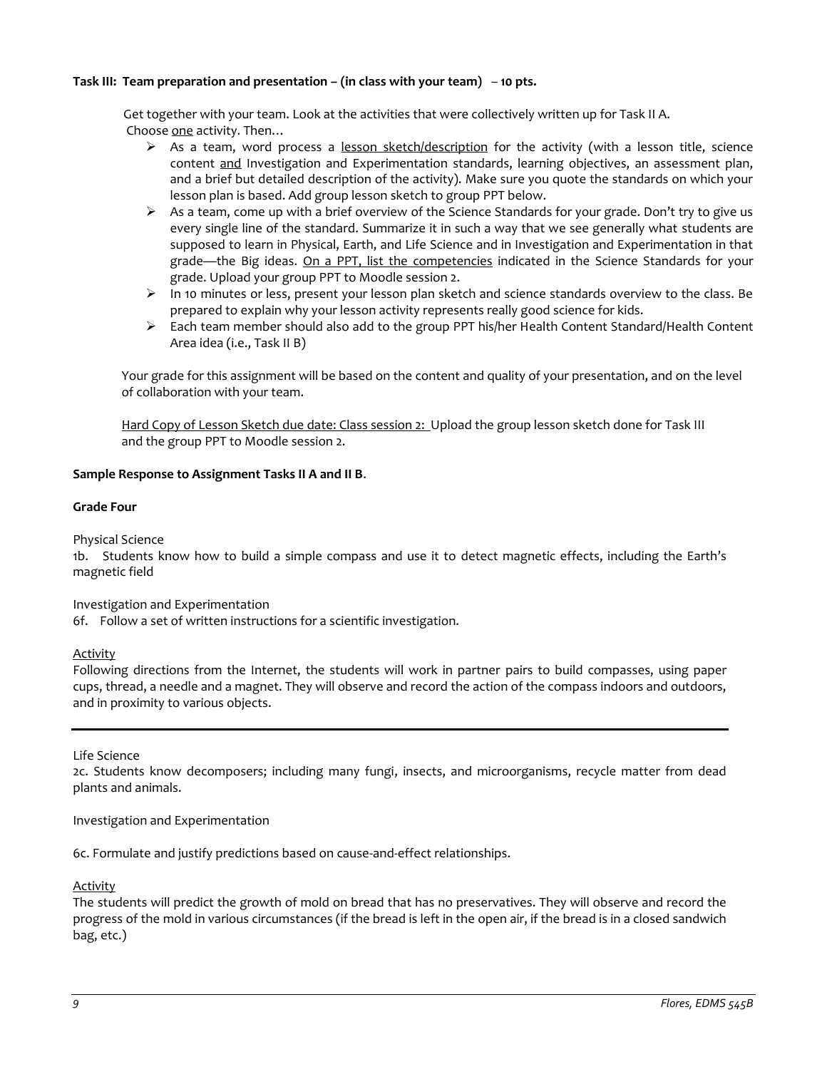**Task III: Team preparation and presentation – (in class with your team) – 10 pts.**

Get together with your team. Look at the activities that were collectively written up for Task II A. Choose one activity. Then…

- As a team, word process a lesson sketch/description for the activity (with a lesson title, science content and Investigation and Experimentation standards, learning objectives, an assessment plan, and a brief but detailed description of the activity). Make sure you quote the standards on which your lesson plan is based. Add group lesson sketch to group PPT below.
- As a team, come up with a brief overview of the Science Standards for your grade. Don't try to give us every single line of the standard. Summarize it in such a way that we see generally what students are supposed to learn in Physical, Earth, and Life Science and in Investigation and Experimentation in that grade—the Big ideas. On a PPT, list the competencies indicated in the Science Standards for your grade. Upload your group PPT to Moodle session 2.
- In 10 minutes or less, present your lesson plan sketch and science standards overview to the class. Be prepared to explain why your lesson activity represents really good science for kids.
- Each team member should also add to the group PPT his/her Health Content Standard/Health Content Area idea (i.e., Task II B)

Your grade for this assignment will be based on the content and quality of your presentation, and on the level of collaboration with your team.

Hard Copy of Lesson Sketch due date: Class session 2: Upload the group lesson sketch done for Task III and the group PPT to Moodle session 2.

**Sample Response to Assignment Tasks II A and II B**.

**Grade Four**

Physical Science

1b. Students know how to build a simple compass and use it to detect magnetic effects, including the Earth's magnetic field

Investigation and Experimentation

6f. Follow a set of written instructions for a scientific investigation.

Activity

Following directions from the Internet, the students will work in partner pairs to build compasses, using paper cups, thread, a needle and a magnet. They will observe and record the action of the compass indoors and outdoors, and in proximity to various objects.

---

Life Science

2c. Students know decomposers; including many fungi, insects, and microorganisms, recycle matter from dead plants and animals.

Investigation and Experimentation

6c. Formulate and justify predictions based on cause-and-effect relationships.

Activity

The students will predict the growth of mold on bread that has no preservatives. They will observe and record the progress of the mold in various circumstances (if the bread is left in the open air, if the bread is in a closed sandwich bag, etc.)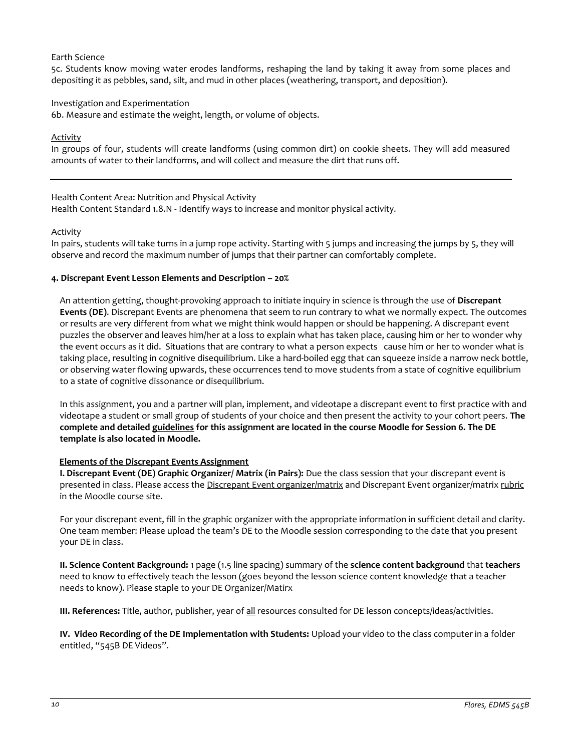Earth Science

5c. Students know moving water erodes landforms, reshaping the land by taking it away from some places and depositing it as pebbles, sand, silt, and mud in other places (weathering, transport, and deposition).

Investigation and Experimentation

6b. Measure and estimate the weight, length, or volume of objects.

<u>Activity</u>

In groups of four, students will create landforms (using common dirt) on cookie sheets. They will add measured amounts of water to their landforms, and will collect and measure the dirt that runs off.

---

Health Content Area: Nutrition and Physical Activity

Health Content Standard 1.8.N - Identify ways to increase and monitor physical activity.

Activity

In pairs, students will take turns in a jump rope activity. Starting with 5 jumps and increasing the jumps by 5, they will observe and record the maximum number of jumps that their partner can comfortably complete.

**4. Discrepant Event Lesson Elements and Description – 20%**

An attention getting, thought-provoking approach to initiate inquiry in science is through the use of **Discrepant Events (DE)**. Discrepant Events are phenomena that seem to run contrary to what we normally expect. The outcomes or results are very different from what we might think would happen or should be happening. A discrepant event puzzles the observer and leaves him/her at a loss to explain what has taken place, causing him or her to wonder why the event occurs as it did. Situations that are contrary to what a person expects cause him or her to wonder what is taking place, resulting in cognitive disequilibrium. Like a hard-boiled egg that can squeeze inside a narrow neck bottle, or observing water flowing upwards, these occurrences tend to move students from a state of cognitive equilibrium to a state of cognitive dissonance or disequilibrium.

In this assignment, you and a partner will plan, implement, and videotape a discrepant event to first practice with and videotape a student or small group of students of your choice and then present the activity to your cohort peers. **The complete and detailed <u>guidelines</u> for this assignment are located in the course Moodle for Session 6. The DE template is also located in Moodle.**

**<u>Elements of the Discrepant Events Assignment</u>**

**I. Discrepant Event (DE) Graphic Organizer/ Matrix (in Pairs):** Due the class session that your discrepant event is presented in class. Please access the <u>Discrepant Event organizer/matrix</u> and Discrepant Event organizer/matrix <u>rubric</u> in the Moodle course site.

For your discrepant event, fill in the graphic organizer with the appropriate information in sufficient detail and clarity. One team member: Please upload the team's DE to the Moodle session corresponding to the date that you present your DE in class.

**II. Science Content Background:** 1 page (1.5 line spacing) summary of the **<u>science</u> content background** that **teachers** need to know to effectively teach the lesson (goes beyond the lesson science content knowledge that a teacher needs to know). Please staple to your DE Organizer/Matirx

**III. References:** Title, author, publisher, year of <u>all</u> resources consulted for DE lesson concepts/ideas/activities.

**IV. Video Recording of the DE Implementation with Students:** Upload your video to the class computer in a folder entitled, "545B DE Videos".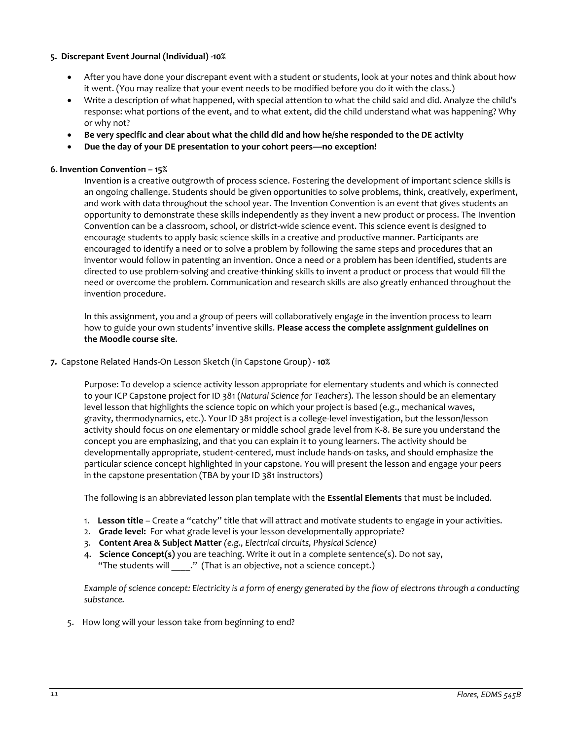**5. Discrepant Event Journal (Individual) -10%**

- After you have done your discrepant event with a student or students, look at your notes and think about how it went. (You may realize that your event needs to be modified before you do it with the class.)
- Write a description of what happened, with special attention to what the child said and did. Analyze the child's response: what portions of the event, and to what extent, did the child understand what was happening? Why or why not?
- **Be very specific and clear about what the child did and how he/she responded to the DE activity**
- **Due the day of your DE presentation to your cohort peers—no exception!**

**6. Invention Convention – 15%**

Invention is a creative outgrowth of process science. Fostering the development of important science skills is an ongoing challenge. Students should be given opportunities to solve problems, think, creatively, experiment, and work with data throughout the school year. The Invention Convention is an event that gives students an opportunity to demonstrate these skills independently as they invent a new product or process. The Invention Convention can be a classroom, school, or district-wide science event. This science event is designed to encourage students to apply basic science skills in a creative and productive manner. Participants are encouraged to identify a need or to solve a problem by following the same steps and procedures that an inventor would follow in patenting an invention. Once a need or a problem has been identified, students are directed to use problem-solving and creative-thinking skills to invent a product or process that would fill the need or overcome the problem. Communication and research skills are also greatly enhanced throughout the invention procedure.

In this assignment, you and a group of peers will collaboratively engage in the invention process to learn how to guide your own students' inventive skills. **Please access the complete assignment guidelines on the Moodle course site**.

**7.** Capstone Related Hands-On Lesson Sketch (in Capstone Group) - **10%**

Purpose: To develop a science activity lesson appropriate for elementary students and which is connected to your ICP Capstone project for ID 381 (*Natural Science for Teachers*). The lesson should be an elementary level lesson that highlights the science topic on which your project is based (e.g., mechanical waves, gravity, thermodynamics, etc.). Your ID 381 project is a college-level investigation, but the lesson/lesson activity should focus on *one* elementary or middle school grade level from K-8. Be sure you understand the concept you are emphasizing, and that you can explain it to young learners. The activity should be developmentally appropriate, student-centered, must include hands-on tasks, and should emphasize the particular science concept highlighted in your capstone. You will present the lesson and engage your peers in the capstone presentation (TBA by your ID 381 instructors)

The following is an abbreviated lesson plan template with the **Essential Elements** that must be included.

1. **Lesson title** – Create a "catchy" title that will attract and motivate students to engage in your activities.
2. **Grade level:** For what grade level is your lesson developmentally appropriate?
3. **Content Area & Subject Matter** *(e.g., Electrical circuits, Physical Science)*
4. **Science Concept(s)** you are teaching. Write it out in a complete sentence(s). Do not say, "The students will \_\_\_\_." (That is an objective, not a science concept.)

*Example of science concept: Electricity is a form of energy generated by the flow of electrons through a conducting substance.*

5. How long will your lesson take from beginning to end?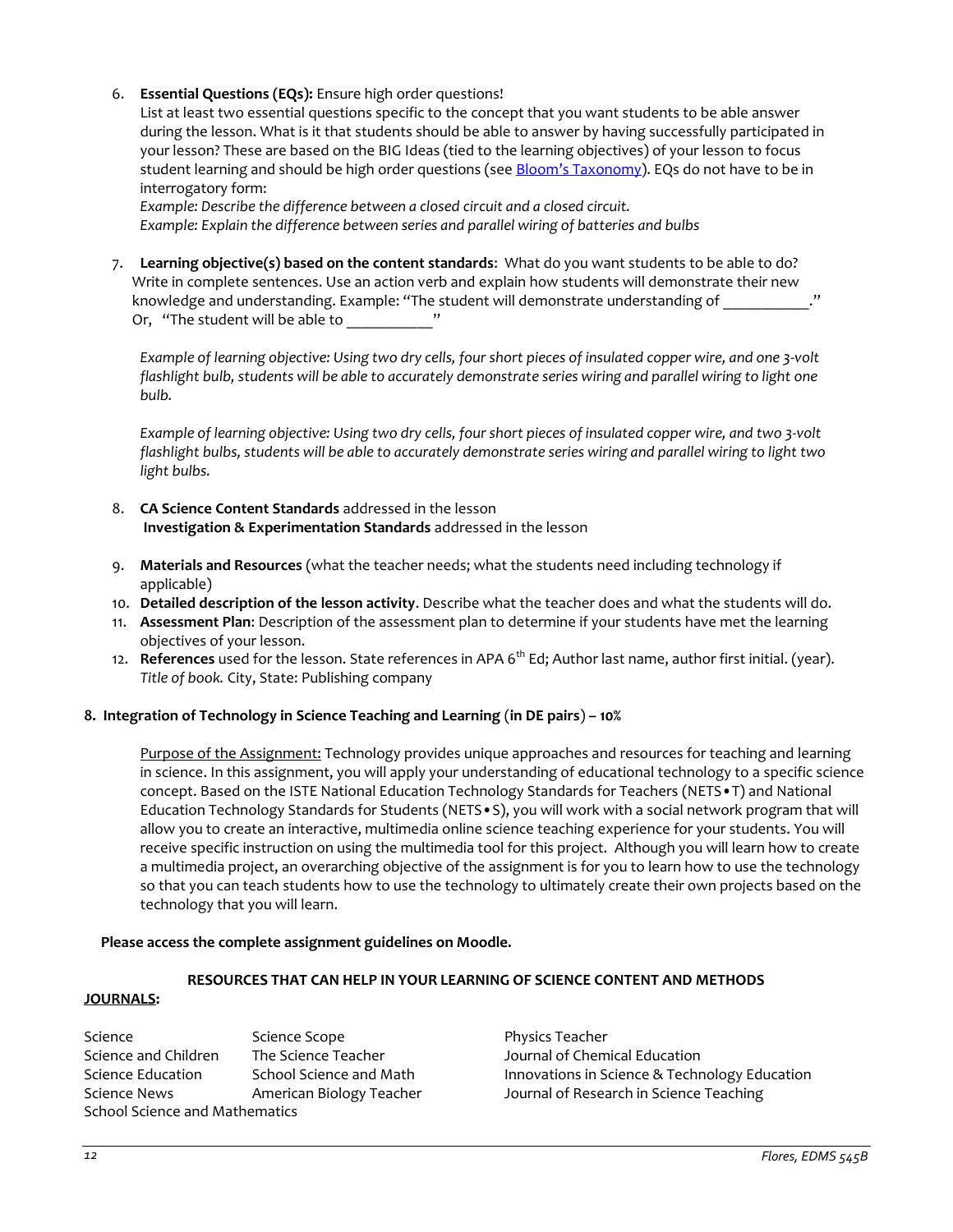6. **Essential Questions (EQs):** Ensure high order questions!
   List at least two essential questions specific to the concept that you want students to be able answer during the lesson. What is it that students should be able to answer by having successfully participated in your lesson? These are based on the BIG Ideas (tied to the learning objectives) of your lesson to focus student learning and should be high order questions (see Bloom's Taxonomy). EQs do not have to be in interrogatory form:
   *Example: Describe the difference between a closed circuit and a closed circuit.*
   *Example: Explain the difference between series and parallel wiring of batteries and bulbs*

7. **Learning objective(s) based on the content standards**: What do you want students to be able to do? Write in complete sentences. Use an action verb and explain how students will demonstrate their new knowledge and understanding. Example: "The student will demonstrate understanding of \_\_\_\_\_\_\_\_\_\_\_." Or, "The student will be able to \_\_\_\_\_\_\_\_\_\_\_"

   *Example of learning objective: Using two dry cells, four short pieces of insulated copper wire, and one 3-volt flashlight bulb, students will be able to accurately demonstrate series wiring and parallel wiring to light one bulb.*

   *Example of learning objective: Using two dry cells, four short pieces of insulated copper wire, and two 3-volt flashlight bulbs, students will be able to accurately demonstrate series wiring and parallel wiring to light two light bulbs.*

8. **CA Science Content Standards** addressed in the lesson
   **Investigation & Experimentation Standards** addressed in the lesson

9. **Materials and Resources** (what the teacher needs; what the students need including technology if applicable)
10. **Detailed description of the lesson activity**. Describe what the teacher does and what the students will do.
11. **Assessment Plan**: Description of the assessment plan to determine if your students have met the learning objectives of your lesson.
12. **References** used for the lesson. State references in APA 6th Ed; Author last name, author first initial. (year). *Title of book.* City, State: Publishing company

**8. Integration of Technology in Science Teaching and Learning (in DE pairs) – 10%**

Purpose of the Assignment: Technology provides unique approaches and resources for teaching and learning in science. In this assignment, you will apply your understanding of educational technology to a specific science concept. Based on the ISTE National Education Technology Standards for Teachers (NETS•T) and National Education Technology Standards for Students (NETS•S), you will work with a social network program that will allow you to create an interactive, multimedia online science teaching experience for your students. You will receive specific instruction on using the multimedia tool for this project. Although you will learn how to create a multimedia project, an overarching objective of the assignment is for you to learn how to use the technology so that you can teach students how to use the technology to ultimately create their own projects based on the technology that you will learn.

**Please access the complete assignment guidelines on Moodle.**

**RESOURCES THAT CAN HELP IN YOUR LEARNING OF SCIENCE CONTENT AND METHODS**

**JOURNALS:**

Science
Science and Children
Science Education
Science News
School Science and Mathematics
Science Scope
The Science Teacher
School Science and Math
American Biology Teacher
Physics Teacher
Journal of Chemical Education
Innovations in Science & Technology Education
Journal of Research in Science Teaching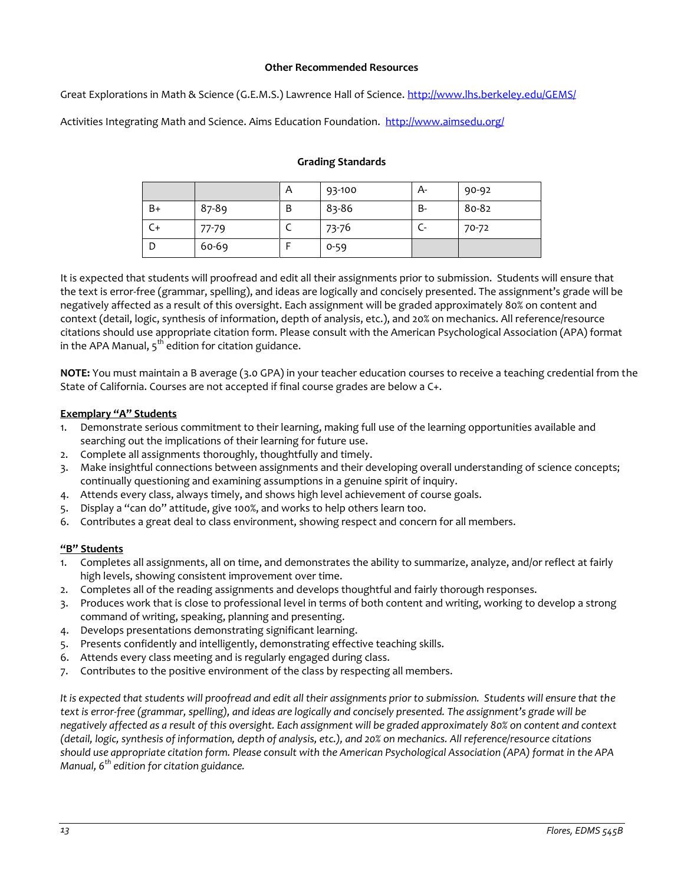**Other Recommended Resources**

Great Explorations in Math & Science (G.E.M.S.) Lawrence Hall of Science. http://www.lhs.berkeley.edu/GEMS/

Activities Integrating Math and Science. Aims Education Foundation. http://www.aimsedu.org/

**Grading Standards**

| | | A | 93-100 | A- | 90-92 |
|---|---|---|---|---|---|
| B+ | 87-89 | B | 83-86 | B- | 80-82 |
| C+ | 77-79 | C | 73-76 | C- | 70-72 |
| D | 60-69 | F | 0-59 | | |

It is expected that students will proofread and edit all their assignments prior to submission. Students will ensure that the text is error-free (grammar, spelling), and ideas are logically and concisely presented. The assignment's grade will be negatively affected as a result of this oversight. Each assignment will be graded approximately 80% on content and context (detail, logic, synthesis of information, depth of analysis, etc.), and 20% on mechanics. All reference/resource citations should use appropriate citation form. Please consult with the American Psychological Association (APA) format in the APA Manual, 5th edition for citation guidance.

**NOTE:** You must maintain a B average (3.0 GPA) in your teacher education courses to receive a teaching credential from the State of California. Courses are not accepted if final course grades are below a C+.

**Exemplary "A" Students**

1. Demonstrate serious commitment to their learning, making full use of the learning opportunities available and searching out the implications of their learning for future use.
2. Complete all assignments thoroughly, thoughtfully and timely.
3. Make insightful connections between assignments and their developing overall understanding of science concepts; continually questioning and examining assumptions in a genuine spirit of inquiry.
4. Attends every class, always timely, and shows high level achievement of course goals.
5. Display a "can do" attitude, give 100%, and works to help others learn too.
6. Contributes a great deal to class environment, showing respect and concern for all members.

**"B" Students**

1. Completes all assignments, all on time, and demonstrates the ability to summarize, analyze, and/or reflect at fairly high levels, showing consistent improvement over time.
2. Completes all of the reading assignments and develops thoughtful and fairly thorough responses.
3. Produces work that is close to professional level in terms of both content and writing, working to develop a strong command of writing, speaking, planning and presenting.
4. Develops presentations demonstrating significant learning.
5. Presents confidently and intelligently, demonstrating effective teaching skills.
6. Attends every class meeting and is regularly engaged during class.
7. Contributes to the positive environment of the class by respecting all members.

*It is expected that students will proofread and edit all their assignments prior to submission. Students will ensure that the text is error-free (grammar, spelling), and ideas are logically and concisely presented. The assignment's grade will be negatively affected as a result of this oversight. Each assignment will be graded approximately 80% on content and context (detail, logic, synthesis of information, depth of analysis, etc.), and 20% on mechanics. All reference/resource citations should use appropriate citation form. Please consult with the American Psychological Association (APA) format in the APA Manual, 6th edition for citation guidance.*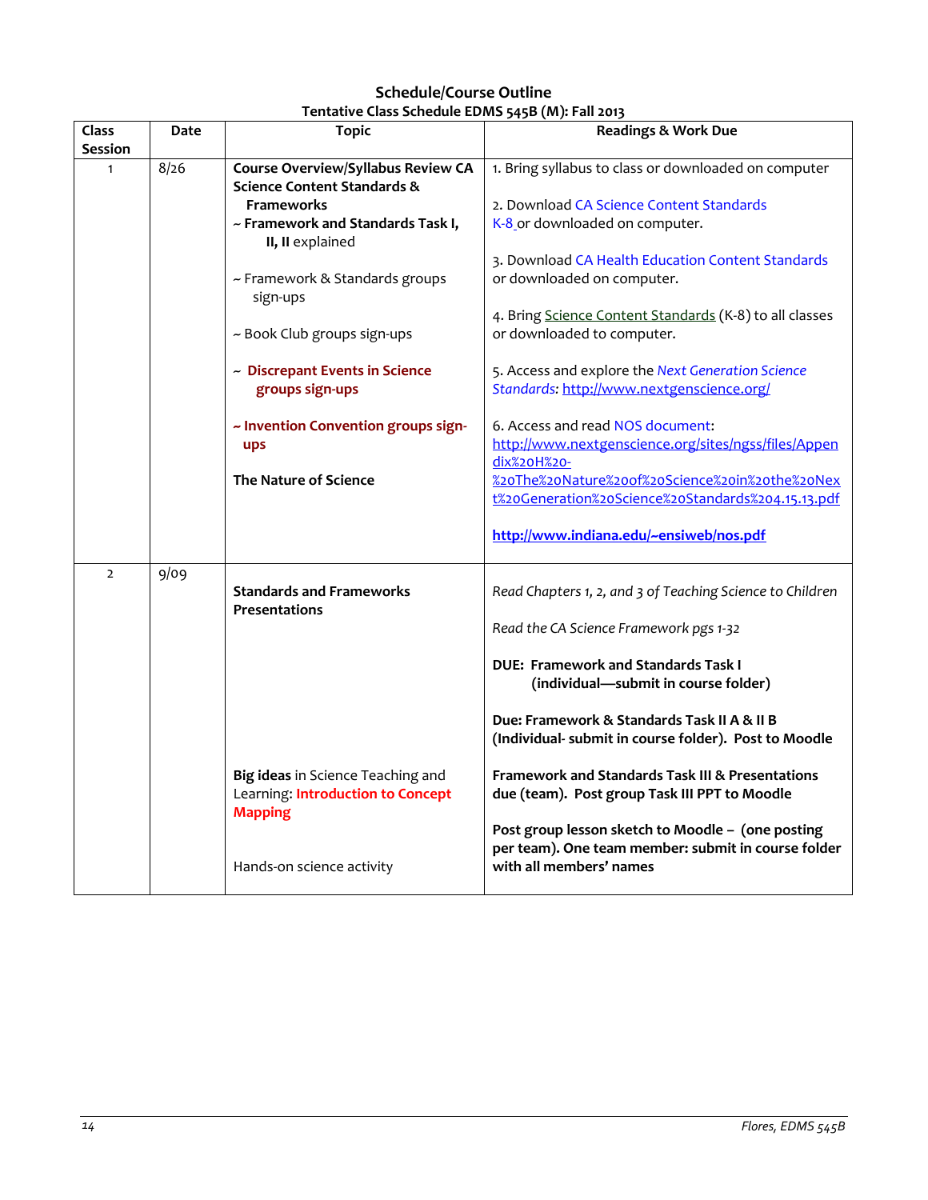# Schedule/Course Outline

## Tentative Class Schedule EDMS 545B (M): Fall 2013

| Class Session | Date | Topic | Readings & Work Due |
|---|---|---|---|
| 1 | 8/26 | **Course Overview/Syllabus Review CA Science Content Standards & Frameworks**<br>~ **Framework and Standards Task I, II** explained<br><br>~ Framework & Standards groups sign-ups<br><br>~ Book Club groups sign-ups<br><br>~ **Discrepant Events in Science groups sign-ups**<br><br>**~ Invention Convention groups sign-ups**<br><br>**The Nature of Science** | 1. Bring syllabus to class or downloaded on computer<br><br>2. Download CA Science Content Standards K-8 or downloaded on computer.<br><br>3. Download CA Health Education Content Standards or downloaded on computer.<br><br>4. Bring Science Content Standards (K-8) to all classes or downloaded to computer.<br><br>5. Access and explore the *Next Generation Science Standards:* http://www.nextgenscience.org/<br><br>6. Access and read NOS document: http://www.nextgenscience.org/sites/ngss/files/Appendix%20H%20-%20The%20Nature%20of%20Science%20in%20the%20Next%20Generation%20Science%20Standards%204.15.13.pdf<br><br>**http://www.indiana.edu/~ensiweb/nos.pdf** |
| 2 | 9/09 | **Standards and Frameworks Presentations**<br><br>**Big ideas** in Science Teaching and Learning: **Introduction to Concept Mapping**<br><br>Hands-on science activity | *Read Chapters 1, 2, and 3 of Teaching Science to Children*<br><br>*Read the CA Science Framework pgs 1-32*<br><br>**DUE: Framework and Standards Task I (individual—submit in course folder)**<br><br>**Due: Framework & Standards Task II A & II B (Individual- submit in course folder). Post to Moodle**<br><br>**Framework and Standards Task III & Presentations due (team). Post group Task III PPT to Moodle**<br><br>**Post group lesson sketch to Moodle – (one posting per team). One team member: submit in course folder with all members' names** |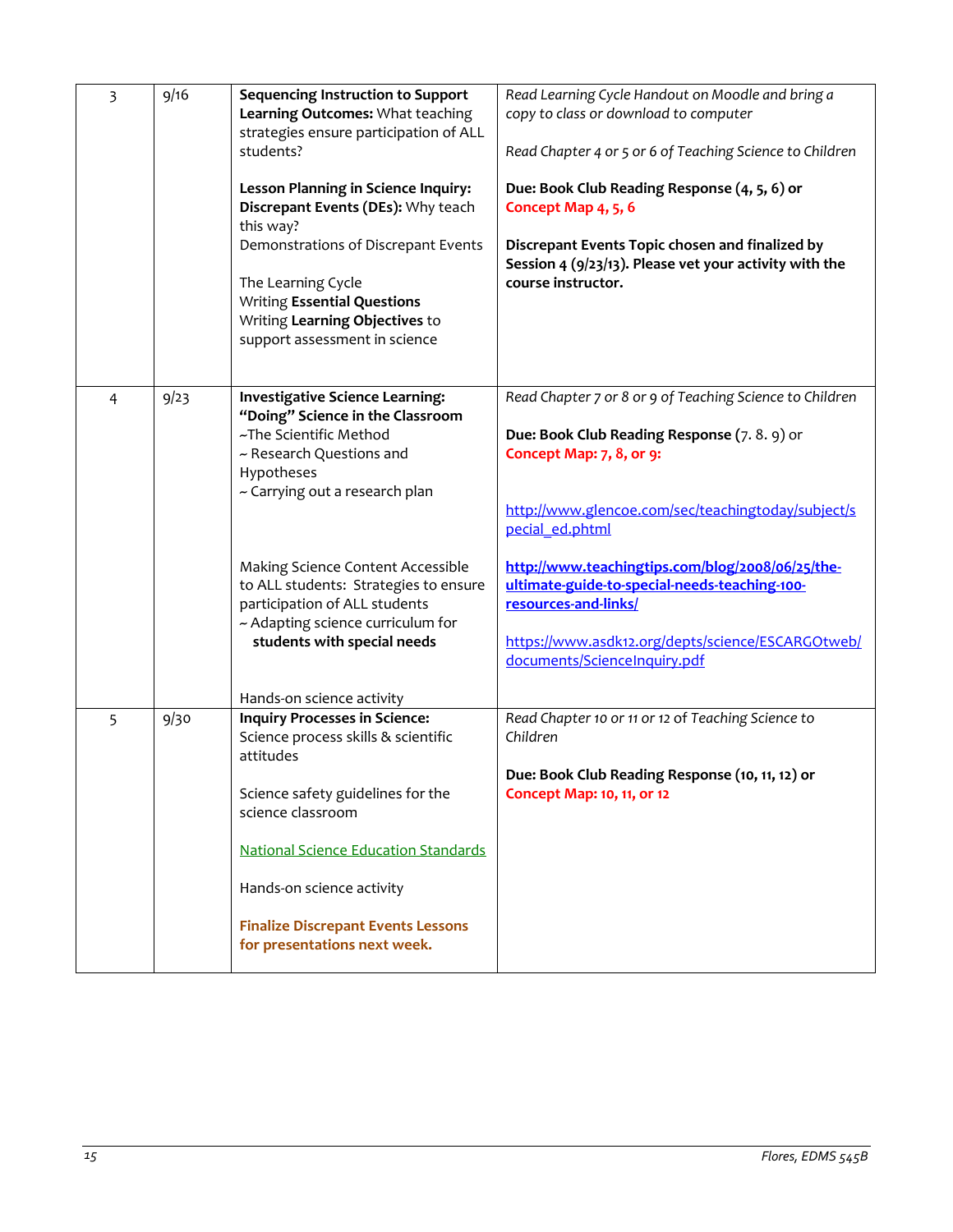| 3 | 9/16 | **Sequencing Instruction to Support Learning Outcomes:** What teaching strategies ensure participation of ALL students?<br><br>**Lesson Planning in Science Inquiry: Discrepant Events (DEs):** Why teach this way?<br>Demonstrations of Discrepant Events<br><br>The Learning Cycle<br>Writing **Essential Questions**<br>Writing **Learning Objectives** to support assessment in science | *Read Learning Cycle Handout on Moodle and bring a copy to class or download to computer*<br><br>*Read Chapter 4 or 5 or 6 of Teaching Science to Children*<br><br>**Due: Book Club Reading Response (4, 5, 6) or Concept Map 4, 5, 6**<br><br>**Discrepant Events Topic chosen and finalized by Session 4 (9/23/13). Please vet your activity with the course instructor.** |
|---|---|---|---|
| 4 | 9/23 | **Investigative Science Learning: "Doing" Science in the Classroom**<br>~The Scientific Method<br>~ Research Questions and Hypotheses<br>~ Carrying out a research plan<br><br>Making Science Content Accessible to ALL students: Strategies to ensure participation of ALL students<br>~ Adapting science curriculum for **students with special needs**<br><br>Hands-on science activity | *Read Chapter 7 or 8 or 9 of Teaching Science to Children*<br><br>**Due: Book Club Reading Response** (7. 8. 9) or **Concept Map: 7, 8, or 9:**<br><br>http://www.glencoe.com/sec/teachingtoday/subject/special_ed.phtml<br><br>**http://www.teachingtips.com/blog/2008/06/25/the-ultimate-guide-to-special-needs-teaching-100-resources-and-links/**<br><br>https://www.asdk12.org/depts/science/ESCARGOtweb/documents/ScienceInquiry.pdf |
| 5 | 9/30 | **Inquiry Processes in Science:** Science process skills & scientific attitudes<br><br>Science safety guidelines for the science classroom<br><br>National Science Education Standards<br><br>Hands-on science activity<br><br>**Finalize Discrepant Events Lessons for presentations next week.** | *Read Chapter 10 or 11 or 12 of Teaching Science to Children*<br><br>**Due: Book Club Reading Response (10, 11, 12) or Concept Map: 10, 11, or 12** |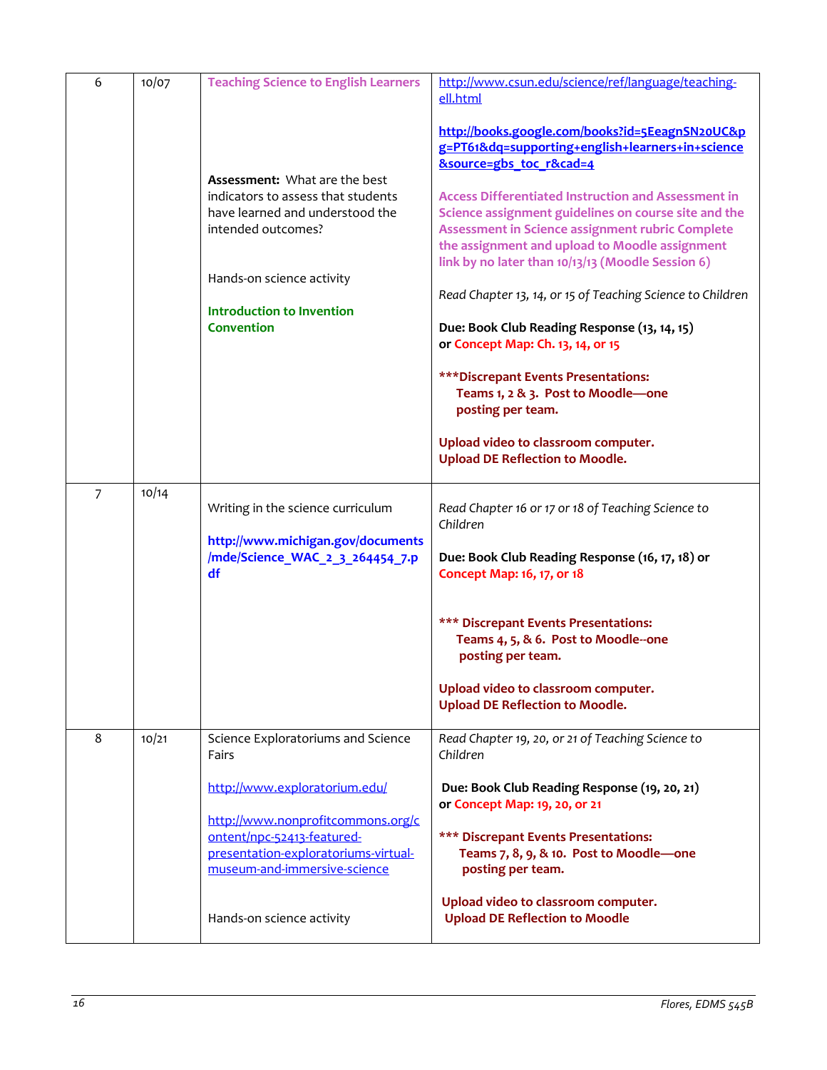| 6 | 10/07 | Teaching Science to English Learners<br><br>**Assessment:** What are the best indicators to assess that students have learned and understood the intended outcomes?<br><br>Hands-on science activity<br><br>**Introduction to Invention Convention** | http://www.csun.edu/science/ref/language/teaching-ell.html<br><br>**http://books.google.com/books?id=5EeagnSN20UC&pg=PT61&dq=supporting+english+learners+in+science&source=gbs_toc_r&cad=4**<br><br>**Access Differentiated Instruction and Assessment in Science assignment guidelines on course site and the Assessment in Science assignment rubric Complete the assignment and upload to Moodle assignment link by no later than 10/13/13 (Moodle Session 6)**<br><br>*Read Chapter 13, 14, or 15 of Teaching Science to Children*<br><br>**Due: Book Club Reading Response (13, 14, 15)** **or Concept Map: Ch. 13, 14, or 15**<br><br>**\*\*\*Discrepant Events Presentations: Teams 1, 2 & 3. Post to Moodle—one posting per team.**<br><br>**Upload video to classroom computer. Upload DE Reflection to Moodle.** |
|---|---|---|---|
| 7 | 10/14 | Writing in the science curriculum<br><br>**http://www.michigan.gov/documents/mde/Science_WAC_2_3_264454_7.pdf** | *Read Chapter 16 or 17 or 18 of Teaching Science to Children*<br><br>**Due: Book Club Reading Response (16, 17, 18) or Concept Map: 16, 17, or 18**<br><br>**\*\*\* Discrepant Events Presentations: Teams 4, 5, & 6. Post to Moodle--one posting per team.**<br><br>**Upload video to classroom computer. Upload DE Reflection to Moodle.** |
| 8 | 10/21 | Science Exploratoriums and Science Fairs<br><br>http://www.exploratorium.edu/<br><br>http://www.nonprofitcommons.org/content/npc-52413-featured-presentation-exploratoriums-virtual-museum-and-immersive-science<br><br>Hands-on science activity | *Read Chapter 19, 20, or 21 of Teaching Science to Children*<br><br>**Due: Book Club Reading Response (19, 20, 21) or Concept Map: 19, 20, or 21**<br><br>**\*\*\* Discrepant Events Presentations: Teams 7, 8, 9, & 10. Post to Moodle—one posting per team.**<br><br>**Upload video to classroom computer. Upload DE Reflection to Moodle** |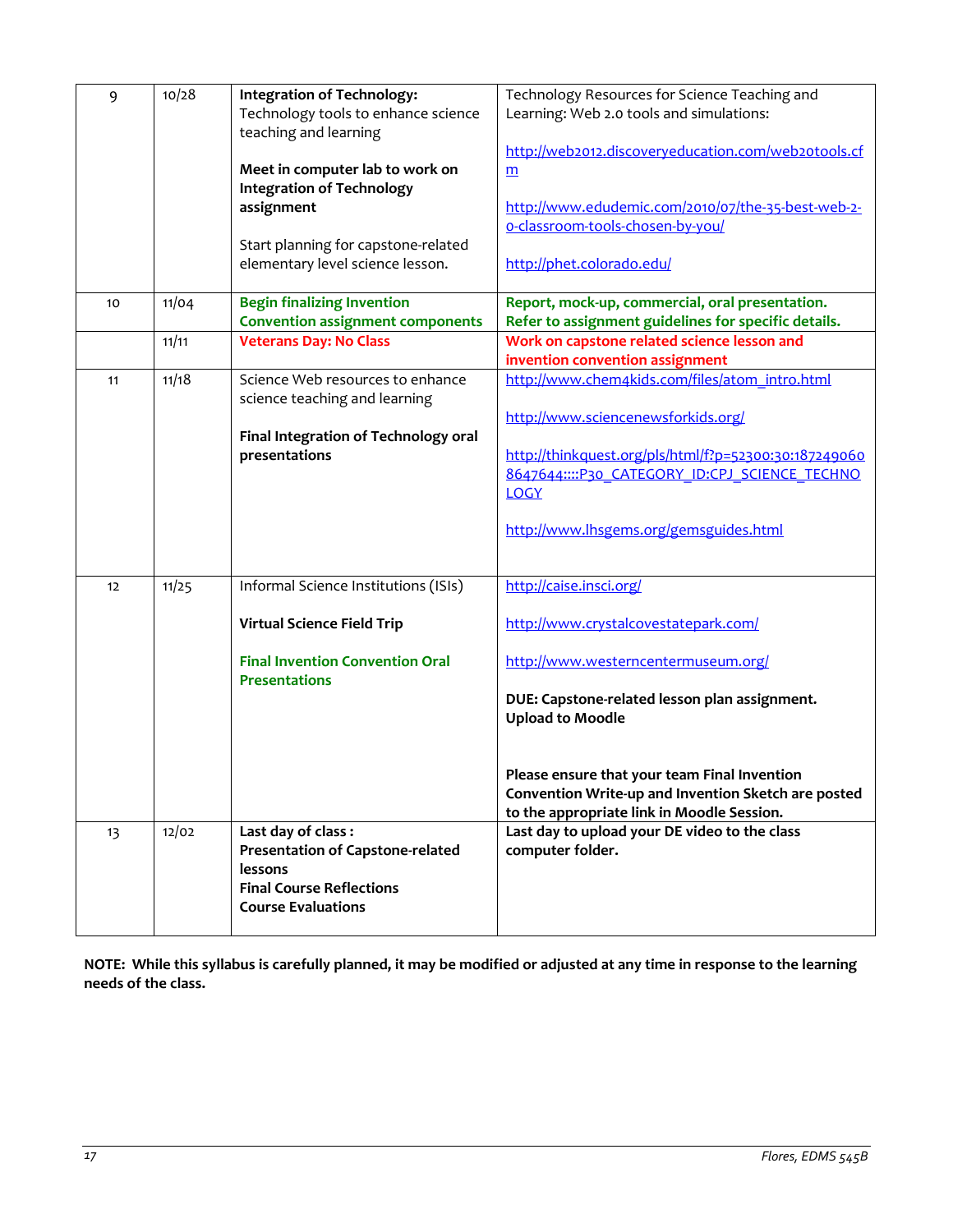| | | | |
|---|---|---|---|
| 9 | 10/28 | **Integration of Technology:** Technology tools to enhance science teaching and learning<br><br>**Meet in computer lab to work on Integration of Technology assignment**<br><br>Start planning for capstone-related elementary level science lesson. | Technology Resources for Science Teaching and Learning: Web 2.0 tools and simulations:<br><br>http://web2012.discoveryeducation.com/web20tools.cfm<br><br>http://www.edudemic.com/2010/07/the-35-best-web-2-0-classroom-tools-chosen-by-you/<br><br>http://phet.colorado.edu/ |
| 10 | 11/04 | **Begin finalizing Invention Convention assignment components** | **Report, mock-up, commercial, oral presentation. Refer to assignment guidelines for specific details.** |
| | 11/11 | **Veterans Day: No Class** | **Work on capstone related science lesson and invention convention assignment** |
| 11 | 11/18 | Science Web resources to enhance science teaching and learning<br><br>**Final Integration of Technology oral presentations** | http://www.chem4kids.com/files/atom_intro.html<br><br>http://www.sciencenewsforkids.org/<br><br>http://thinkquest.org/pls/html/f?p=52300:30:1872490608647644::::P30_CATEGORY_ID:CPJ_SCIENCE_TECHNOLOGY<br><br>http://www.lhsgems.org/gemsguides.html |
| 12 | 11/25 | Informal Science Institutions (ISIs)<br><br>**Virtual Science Field Trip**<br><br>**Final Invention Convention Oral Presentations** | http://caise.insci.org/<br><br>http://www.crystalcovestatepark.com/<br><br>http://www.westerncentermuseum.org/<br><br>**DUE: Capstone-related lesson plan assignment. Upload to Moodle**<br><br>**Please ensure that your team Final Invention Convention Write-up and Invention Sketch are posted to the appropriate link in Moodle Session.** |
| 13 | 12/02 | **Last day of class :**<br>**Presentation of Capstone-related lessons**<br>**Final Course Reflections**<br>**Course Evaluations** | **Last day to upload your DE video to the class computer folder.** |

**NOTE: While this syllabus is carefully planned, it may be modified or adjusted at any time in response to the learning needs of the class.**